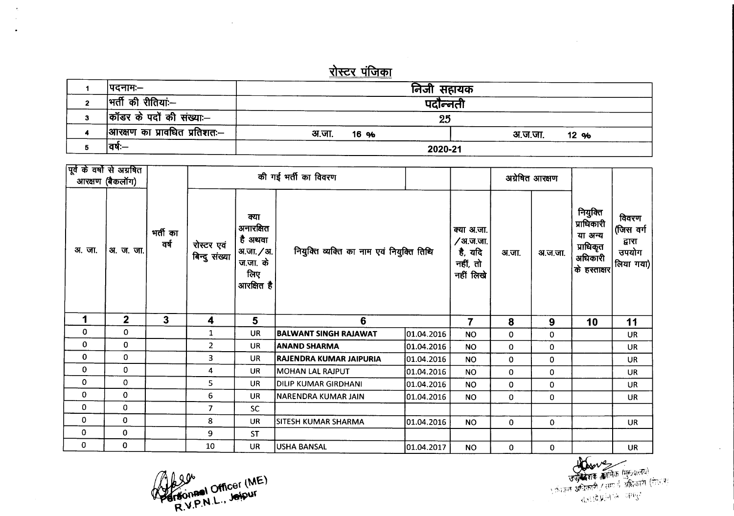## रोस्टर पंजिका

| | | | |
|---|---|---|---|
| 1 | पदनामः– | निजी सहायक | |
| 2 | भर्ती की रीतियां:– | पदोन्नती | |
| 3 | कॉडर के पदों की संख्याः– | 25 | |
| 4 | आरक्षण का प्रावधित प्रतिशतः– | अ.जा. 16 % | अ.ज.जा. 12 % |
| 5 | वर्षः– | 2020-21 | |

| पूर्व के वर्षों से अग्रषित आरक्षण (बैकलॉग) | | | की गई भर्ती का विवरण | | | | | अग्रेषित आरक्षण | | | |
|---|---|---|---|---|---|---|---|---|---|---|---|
| अ. जा. | अ. ज. जा. | भर्ती का वर्ष | रोस्टर एवं बिन्दु संख्या | क्या अनारक्षित है अथवा अ.जा./अ.ज.जा. के लिए आरक्षित है | नियुक्ति व्यक्ति का नाम एवं नियुक्ति तिथि | | क्या अ.जा./अ.ज.जा. है, यदि नहीं, तो नहीं लिखे | अ.जा. | अ.ज.जा. | नियुक्ति प्राधिकारी या अन्य प्राधिकृत अधिकारी के हस्ताक्षर | विवरण (जिस वर्ग द्वारा उपयोग लिया गया) |
| 1 | 2 | 3 | 4 | 5 | 6 | | 7 | 8 | 9 | 10 | 11 |
| 0 | 0 | | 1 | UR | BALWANT SINGH RAJAWAT | 01.04.2016 | NO | 0 | 0 | | UR |
| 0 | 0 | | 2 | UR | ANAND SHARMA | 01.04.2016 | NO | 0 | 0 | | UR |
| 0 | 0 | | 3 | UR | RAJENDRA KUMAR JAIPURIA | 01.04.2016 | NO | 0 | 0 | | UR |
| 0 | 0 | | 4 | UR | MOHAN LAL RAJPUT | 01.04.2016 | NO | 0 | 0 | | UR |
| 0 | 0 | | 5 | UR | DILIP KUMAR GIRDHANI | 01.04.2016 | NO | 0 | 0 | | UR |
| 0 | 0 | | 6 | UR | NARENDRA KUMAR JAIN | 01.04.2016 | NO | 0 | 0 | | UR |
| 0 | 0 | | 7 | SC | | | | | | | |
| 0 | 0 | | 8 | UR | SITESH KUMAR SHARMA | 01.04.2016 | NO | 0 | 0 | | UR |
| 0 | 0 | | 9 | ST | | | | | | | |
| 0 | 0 | | 10 | UR | USHA BANSAL | 01.04.2017 | NO | 0 | 0 | | UR |

Personnel Officer (ME)
R.V.P.N.L., Jaipur

उपनिदेशक कार्मिक (मुख्यालय)
नियुक्ति अधिकारी / सामान्य अधिकारी (नियंत्रण)
रा.वि.प्र.नि.लि. जयपुर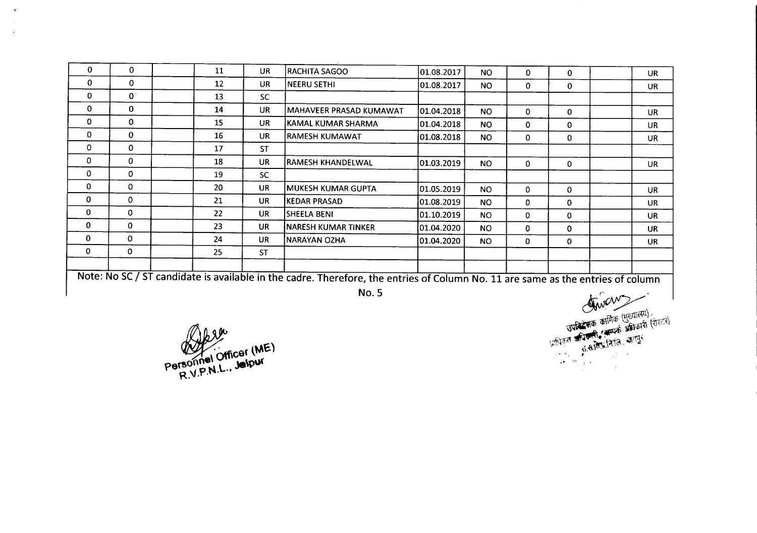| | | | | | | | | | | | |
|---|---|---|---|---|---|---|---|---|---|---|---|
| 0 | 0 | | 11 | UR | RACHITA SAGOO | 01.08.2017 | NO | 0 | 0 | | UR |
| 0 | 0 | | 12 | UR | NEERU SETHI | 01.08.2017 | NO | 0 | 0 | | UR |
| 0 | 0 | | 13 | SC | | | | | | | |
| 0 | 0 | | 14 | UR | MAHAVEER PRASAD KUMAWAT | 01.04.2018 | NO | 0 | 0 | | UR |
| 0 | 0 | | 15 | UR | KAMAL KUMAR SHARMA | 01.04.2018 | NO | 0 | 0 | | UR |
| 0 | 0 | | 16 | UR | RAMESH KUMAWAT | 01.08.2018 | NO | 0 | 0 | | UR |
| 0 | 0 | | 17 | ST | | | | | | | |
| 0 | 0 | | 18 | UR | RAMESH KHANDELWAL | 01.03.2019 | NO | 0 | 0 | | UR |
| 0 | 0 | | 19 | SC | | | | | | | |
| 0 | 0 | | 20 | UR | MUKESH KUMAR GUPTA | 01.05.2019 | NO | 0 | 0 | | UR |
| 0 | 0 | | 21 | UR | KEDAR PRASAD | 01.08.2019 | NO | 0 | 0 | | UR |
| 0 | 0 | | 22 | UR | SHEELA BENI | 01.10.2019 | NO | 0 | 0 | | UR |
| 0 | 0 | | 23 | UR | NARESH KUMAR TINKER | 01.04.2020 | NO | 0 | 0 | | UR |
| 0 | 0 | | 24 | UR | NARAYAN OZHA | 01.04.2020 | NO | 0 | 0 | | UR |
| 0 | 0 | | 25 | ST | | | | | | | |
| | | | | | | | | | | | |

Note: No SC / ST candidate is available in the cadre. Therefore, the entries of Column No. 11 are same as the entries of column No. 5

Personnel Officer (ME)
R.V.P.N.L., Jaipur

उपनिदेशक कार्मिक (मुख्यालय),
प्राधिकृत अधिकारी / सम्पर्क अधिकारी (रोस्टर)
रा.वि.प्र.नि.लि., जयपुर